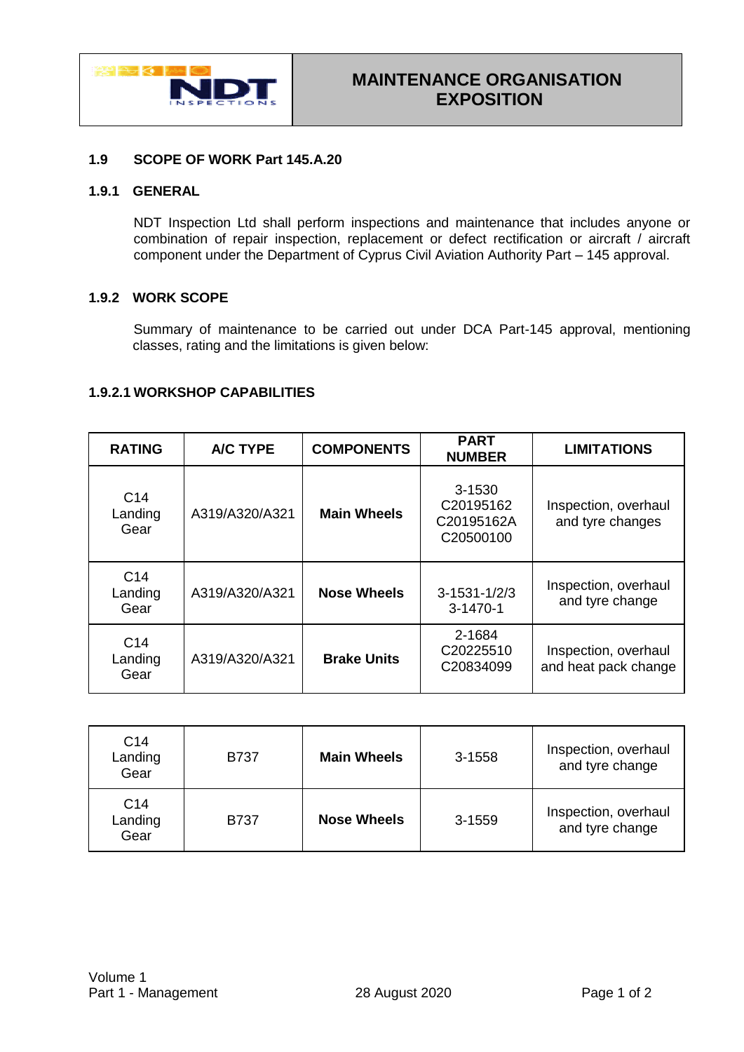# MAINTENANCE ORGANISATION EXPOSITION

## 1.9 SCOPE OF WORK Part 145.A.20

### 1.9.1 GENERAL

NDT Inspection Ltd shall perform inspections and maintenance that includes anyone or combination of repair inspection, replacement or defect rectification or aircraft / aircraft component under the Department of Cyprus Civil Aviation Authority Part – 145 approval.

### 1.9.2 WORK SCOPE

Summary of maintenance to be carried out under DCA Part-145 approval, mentioning classes, rating and the limitations is given below:

#### 1.9.2.1 WORKSHOP CAPABILITIES

| RATING | A/C TYPE | COMPONENTS | PART NUMBER | LIMITATIONS |
|---|---|---|---|---|
| C14 Landing Gear | A319/A320/A321 | **Main Wheels** | 3-1530<br>C20195162<br>C20195162A<br>C20500100 | Inspection, overhaul and tyre changes |
| C14 Landing Gear | A319/A320/A321 | **Nose Wheels** | 3-1531-1/2/3<br>3-1470-1 | Inspection, overhaul and tyre change |
| C14 Landing Gear | A319/A320/A321 | **Brake Units** | 2-1684<br>C20225510<br>C20834099 | Inspection, overhaul and heat pack change |
| C14 Landing Gear | B737 | **Main Wheels** | 3-1558 | Inspection, overhaul and tyre change |
| C14 Landing Gear | B737 | **Nose Wheels** | 3-1559 | Inspection, overhaul and tyre change |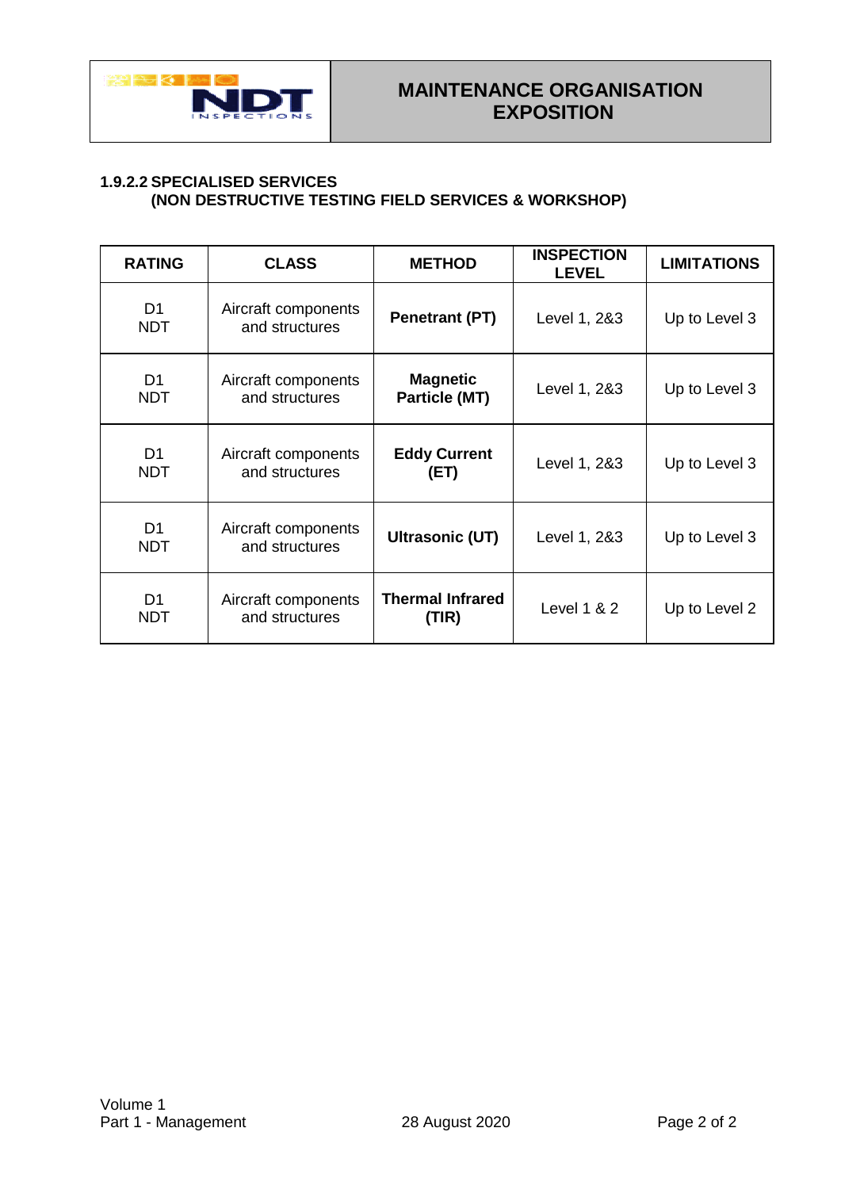### 1.9.2.2 SPECIALISED SERVICES
### (NON DESTRUCTIVE TESTING FIELD SERVICES & WORKSHOP)

| RATING | CLASS | METHOD | INSPECTION LEVEL | LIMITATIONS |
|---|---|---|---|---|
| D1 NDT | Aircraft components and structures | **Penetrant (PT)** | Level 1, 2&3 | Up to Level 3 |
| D1 NDT | Aircraft components and structures | **Magnetic Particle (MT)** | Level 1, 2&3 | Up to Level 3 |
| D1 NDT | Aircraft components and structures | **Eddy Current (ET)** | Level 1, 2&3 | Up to Level 3 |
| D1 NDT | Aircraft components and structures | **Ultrasonic (UT)** | Level 1, 2&3 | Up to Level 3 |
| D1 NDT | Aircraft components and structures | **Thermal Infrared (TIR)** | Level 1 & 2 | Up to Level 2 |